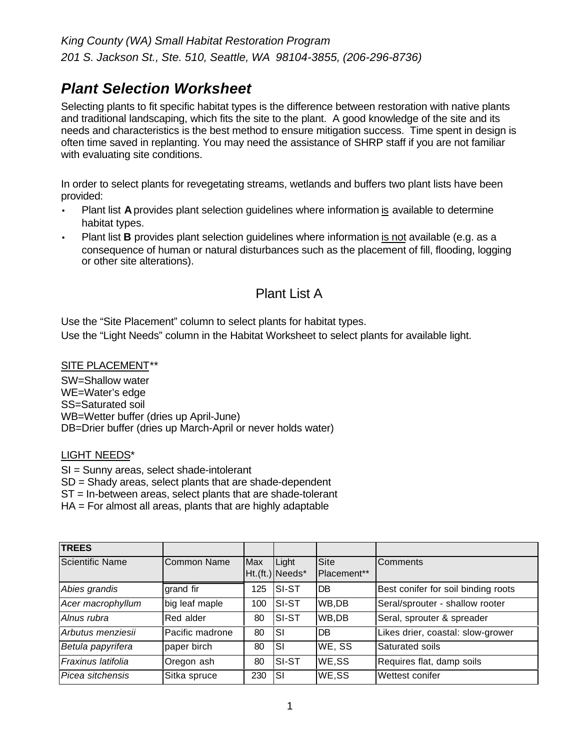*King County (WA) Small Habitat Restoration Program*

*201 S. Jackson St., Ste. 510, Seattle, WA 98104-3855, (206-296-8736)*

# *Plant Selection Worksheet*

Selecting plants to fit specific habitat types is the difference between restoration with native plants and traditional landscaping, which fits the site to the plant. A good knowledge of the site and its needs and characteristics is the best method to ensure mitigation success. Time spent in design is often time saved in replanting. You may need the assistance of SHRP staff if you are not familiar with evaluating site conditions.

In order to select plants for revegetating streams, wetlands and buffers two plant lists have been provided:

- Plant list **A** provides plant selection guidelines where information is available to determine habitat types.
- Plant list **B** provides plant selection guidelines where information is not available (e.g. as a consequence of human or natural disturbances such as the placement of fill, flooding, logging or other site alterations).

## Plant List A

Use the "Site Placement" column to select plants for habitat types.

Use the "Light Needs" column in the Habitat Worksheet to select plants for available light.

SITE PLACEMENT**

SW=Shallow water
WE=Water's edge
SS=Saturated soil
WB=Wetter buffer (dries up April-June)
DB=Drier buffer (dries up March-April or never holds water)

LIGHT NEEDS*

SI = Sunny areas, select shade-intolerant
SD = Shady areas, select plants that are shade-dependent
ST = In-between areas, select plants that are shade-tolerant
HA = For almost all areas, plants that are highly adaptable

| **TREES** | | | | | |
|---|---|---|---|---|---|
| Scientific Name | Common Name | Max Ht.(ft.) | Light Needs* | Site Placement** | Comments |
| *Abies grandis* | grand fir | 125 | SI-ST | DB | Best conifer for soil binding roots |
| *Acer macrophyllum* | big leaf maple | 100 | SI-ST | WB,DB | Seral/sprouter - shallow rooter |
| *Alnus rubra* | Red alder | 80 | SI-ST | WB,DB | Seral, sprouter & spreader |
| *Arbutus menziesii* | Pacific madrone | 80 | SI | DB | Likes drier, coastal: slow-grower |
| *Betula papyrifera* | paper birch | 80 | SI | WE, SS | Saturated soils |
| *Fraxinus latifolia* | Oregon ash | 80 | SI-ST | WE,SS | Requires flat, damp soils |
| *Picea sitchensis* | Sitka spruce | 230 | SI | WE,SS | Wettest conifer |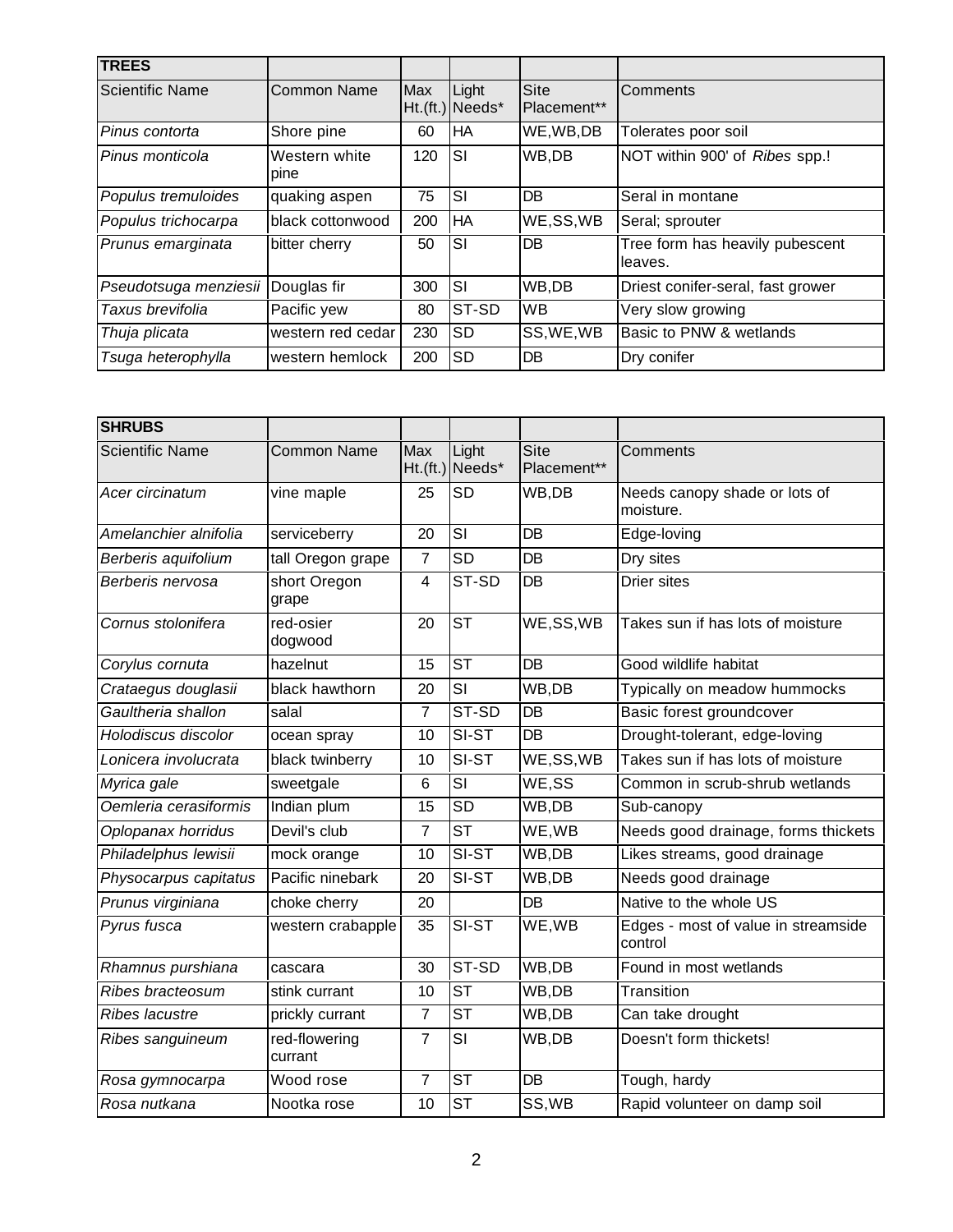| TREES | | | | | |
|---|---|---|---|---|---|
| Scientific Name | Common Name | Max Ht.(ft.) | Light Needs* | Site Placement** | Comments |
| *Pinus contorta* | Shore pine | 60 | HA | WE,WB,DB | Tolerates poor soil |
| *Pinus monticola* | Western white pine | 120 | SI | WB,DB | NOT within 900' of *Ribes* spp.! |
| *Populus tremuloides* | quaking aspen | 75 | SI | DB | Seral in montane |
| *Populus trichocarpa* | black cottonwood | 200 | HA | WE,SS,WB | Seral; sprouter |
| *Prunus emarginata* | bitter cherry | 50 | SI | DB | Tree form has heavily pubescent leaves. |
| *Pseudotsuga menziesii* | Douglas fir | 300 | SI | WB,DB | Driest conifer-seral, fast grower |
| *Taxus brevifolia* | Pacific yew | 80 | ST-SD | WB | Very slow growing |
| *Thuja plicata* | western red cedar | 230 | SD | SS,WE,WB | Basic to PNW & wetlands |
| *Tsuga heterophylla* | western hemlock | 200 | SD | DB | Dry conifer |

| SHRUBS | | | | | |
|---|---|---|---|---|---|
| Scientific Name | Common Name | Max Ht.(ft.) | Light Needs* | Site Placement** | Comments |
| *Acer circinatum* | vine maple | 25 | SD | WB,DB | Needs canopy shade or lots of moisture. |
| *Amelanchier alnifolia* | serviceberry | 20 | SI | DB | Edge-loving |
| *Berberis aquifolium* | tall Oregon grape | 7 | SD | DB | Dry sites |
| *Berberis nervosa* | short Oregon grape | 4 | ST-SD | DB | Drier sites |
| *Cornus stolonifera* | red-osier dogwood | 20 | ST | WE,SS,WB | Takes sun if has lots of moisture |
| *Corylus cornuta* | hazelnut | 15 | ST | DB | Good wildlife habitat |
| *Crataegus douglasii* | black hawthorn | 20 | SI | WB,DB | Typically on meadow hummocks |
| *Gaultheria shallon* | salal | 7 | ST-SD | DB | Basic forest groundcover |
| *Holodiscus discolor* | ocean spray | 10 | SI-ST | DB | Drought-tolerant, edge-loving |
| *Lonicera involucrata* | black twinberry | 10 | SI-ST | WE,SS,WB | Takes sun if has lots of moisture |
| *Myrica gale* | sweetgale | 6 | SI | WE,SS | Common in scrub-shrub wetlands |
| *Oemleria cerasiformis* | Indian plum | 15 | SD | WB,DB | Sub-canopy |
| *Oplopanax horridus* | Devil's club | 7 | ST | WE,WB | Needs good drainage, forms thickets |
| *Philadelphus lewisii* | mock orange | 10 | SI-ST | WB,DB | Likes streams, good drainage |
| *Physocarpus capitatus* | Pacific ninebark | 20 | SI-ST | WB,DB | Needs good drainage |
| *Prunus virginiana* | choke cherry | 20 | | DB | Native to the whole US |
| *Pyrus fusca* | western crabapple | 35 | SI-ST | WE,WB | Edges - most of value in streamside control |
| *Rhamnus purshiana* | cascara | 30 | ST-SD | WB,DB | Found in most wetlands |
| *Ribes bracteosum* | stink currant | 10 | ST | WB,DB | Transition |
| *Ribes lacustre* | prickly currant | 7 | ST | WB,DB | Can take drought |
| *Ribes sanguineum* | red-flowering currant | 7 | SI | WB,DB | Doesn't form thickets! |
| *Rosa gymnocarpa* | Wood rose | 7 | ST | DB | Tough, hardy |
| *Rosa nutkana* | Nootka rose | 10 | ST | SS,WB | Rapid volunteer on damp soil |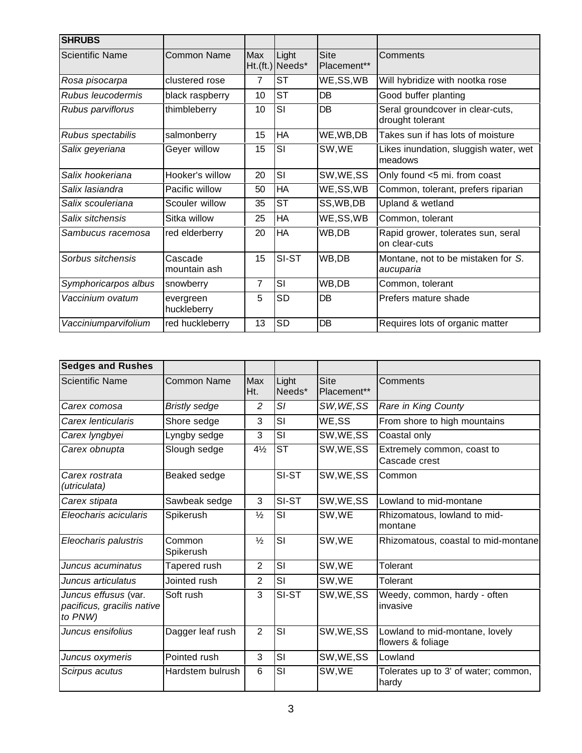| **SHRUBS** | | | | | |
|---|---|---|---|---|---|
| Scientific Name | Common Name | Max Ht.(ft.) | Light Needs* | Site Placement** | Comments |
| *Rosa pisocarpa* | clustered rose | 7 | ST | WE,SS,WB | Will hybridize with nootka rose |
| *Rubus leucodermis* | black raspberry | 10 | ST | DB | Good buffer planting |
| *Rubus parviflorus* | thimbleberry | 10 | SI | DB | Seral groundcover in clear-cuts, drought tolerant |
| *Rubus spectabilis* | salmonberry | 15 | HA | WE,WB,DB | Takes sun if has lots of moisture |
| *Salix geyeriana* | Geyer willow | 15 | SI | SW,WE | Likes inundation, sluggish water, wet meadows |
| *Salix hookeriana* | Hooker's willow | 20 | SI | SW,WE,SS | Only found <5 mi. from coast |
| *Salix lasiandra* | Pacific willow | 50 | HA | WE,SS,WB | Common, tolerant, prefers riparian |
| *Salix scouleriana* | Scouler willow | 35 | ST | SS,WB,DB | Upland & wetland |
| *Salix sitchensis* | Sitka willow | 25 | HA | WE,SS,WB | Common, tolerant |
| *Sambucus racemosa* | red elderberry | 20 | HA | WB,DB | Rapid grower, tolerates sun, seral on clear-cuts |
| *Sorbus sitchensis* | Cascade mountain ash | 15 | SI-ST | WB,DB | Montane, not to be mistaken for *S. aucuparia* |
| *Symphoricarpos albus* | snowberry | 7 | SI | WB,DB | Common, tolerant |
| *Vaccinium ovatum* | evergreen huckleberry | 5 | SD | DB | Prefers mature shade |
| *Vacciniumparvifolium* | red huckleberry | 13 | SD | DB | Requires lots of organic matter |

| **Sedges and Rushes** | | | | | |
|---|---|---|---|---|---|
| Scientific Name | Common Name | Max Ht. | Light Needs* | Site Placement** | Comments |
| *Carex comosa* | *Bristly sedge* | *2* | *SI* | *SW,WE,SS* | *Rare in King County* |
| *Carex lenticularis* | Shore sedge | 3 | SI | WE,SS | From shore to high mountains |
| *Carex lyngbyei* | Lyngby sedge | 3 | SI | SW,WE,SS | Coastal only |
| *Carex obnupta* | Slough sedge | 4½ | ST | SW,WE,SS | Extremely common, coast to Cascade crest |
| *Carex rostrata (utriculata)* | Beaked sedge | | SI-ST | SW,WE,SS | Common |
| *Carex stipata* | Sawbeak sedge | 3 | SI-ST | SW,WE,SS | Lowland to mid-montane |
| *Eleocharis acicularis* | Spikerush | ½ | SI | SW,WE | Rhizomatous, lowland to mid-montane |
| *Eleocharis palustris* | Common Spikerush | ½ | SI | SW,WE | Rhizomatous, coastal to mid-montane |
| *Juncus acuminatus* | Tapered rush | 2 | SI | SW,WE | Tolerant |
| *Juncus articulatus* | Jointed rush | 2 | SI | SW,WE | Tolerant |
| *Juncus effusus (var. pacificus, gracilis native to PNW)* | Soft rush | 3 | SI-ST | SW,WE,SS | Weedy, common, hardy - often invasive |
| *Juncus ensifolius* | Dagger leaf rush | 2 | SI | SW,WE,SS | Lowland to mid-montane, lovely flowers & foliage |
| *Juncus oxymeris* | Pointed rush | 3 | SI | SW,WE,SS | Lowland |
| *Scirpus acutus* | Hardstem bulrush | 6 | SI | SW,WE | Tolerates up to 3' of water; common, hardy |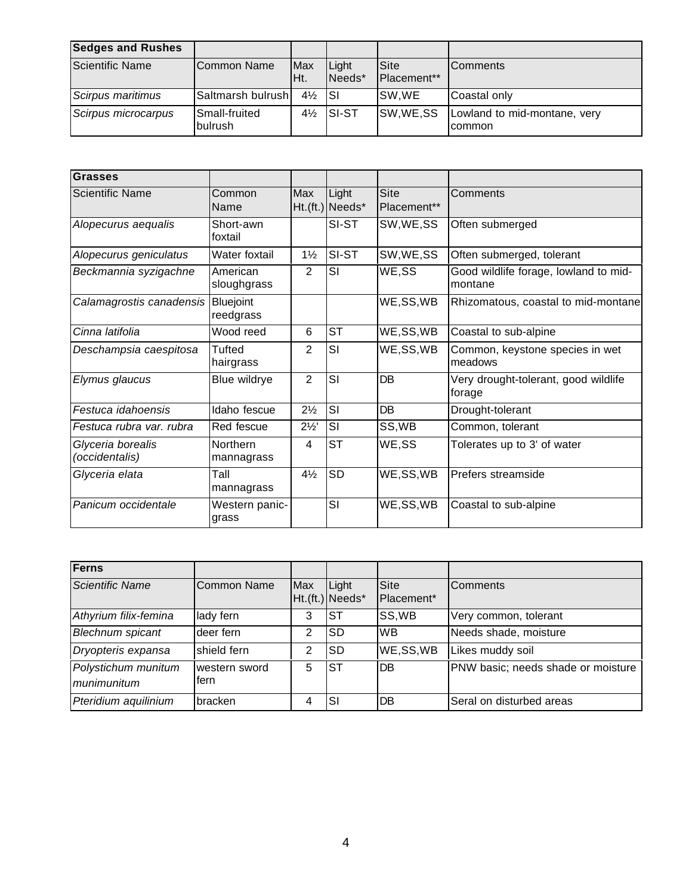| Sedges and Rushes | | | | | |
|---|---|---|---|---|---|
| Scientific Name | Common Name | Max Ht. | Light Needs* | Site Placement** | Comments |
| *Scirpus maritimus* | Saltmarsh bulrush | 4½ | SI | SW,WE | Coastal only |
| *Scirpus microcarpus* | Small-fruited bulrush | 4½ | SI-ST | SW,WE,SS | Lowland to mid-montane, very common |

| Grasses | | | | | |
|---|---|---|---|---|---|
| Scientific Name | Common Name | Max Ht.(ft.) | Light Needs* | Site Placement** | Comments |
| *Alopecurus aequalis* | Short-awn foxtail | | SI-ST | SW,WE,SS | Often submerged |
| *Alopecurus geniculatus* | Water foxtail | 1½ | SI-ST | SW,WE,SS | Often submerged, tolerant |
| *Beckmannia syzigachne* | American sloughgrass | 2 | SI | WE,SS | Good wildlife forage, lowland to mid-montane |
| *Calamagrostis canadensis* | Bluejoint reedgrass | | | WE,SS,WB | Rhizomatous, coastal to mid-montane |
| *Cinna latifolia* | Wood reed | 6 | ST | WE,SS,WB | Coastal to sub-alpine |
| *Deschampsia caespitosa* | Tufted hairgrass | 2 | SI | WE,SS,WB | Common, keystone species in wet meadows |
| *Elymus glaucus* | Blue wildrye | 2 | SI | DB | Very drought-tolerant, good wildlife forage |
| *Festuca idahoensis* | Idaho fescue | 2½ | SI | DB | Drought-tolerant |
| *Festuca rubra var. rubra* | Red fescue | 2½' | SI | SS,WB | Common, tolerant |
| *Glyceria borealis (occidentalis)* | Northern mannagrass | 4 | ST | WE,SS | Tolerates up to 3' of water |
| *Glyceria elata* | Tall mannagrass | 4½ | SD | WE,SS,WB | Prefers streamside |
| *Panicum occidentale* | Western panic-grass | | SI | WE,SS,WB | Coastal to sub-alpine |

| Ferns | | | | | |
|---|---|---|---|---|---|
| *Scientific Name* | Common Name | Max Ht.(ft.) | Light Needs* | Site Placement* | Comments |
| *Athyrium filix-femina* | lady fern | 3 | ST | SS,WB | Very common, tolerant |
| *Blechnum spicant* | deer fern | 2 | SD | WB | Needs shade, moisture |
| *Dryopteris expansa* | shield fern | 2 | SD | WE,SS,WB | Likes muddy soil |
| *Polystichum munitum munimunitum* | western sword fern | 5 | ST | DB | PNW basic; needs shade or moisture |
| *Pteridium aquilinium* | bracken | 4 | SI | DB | Seral on disturbed areas |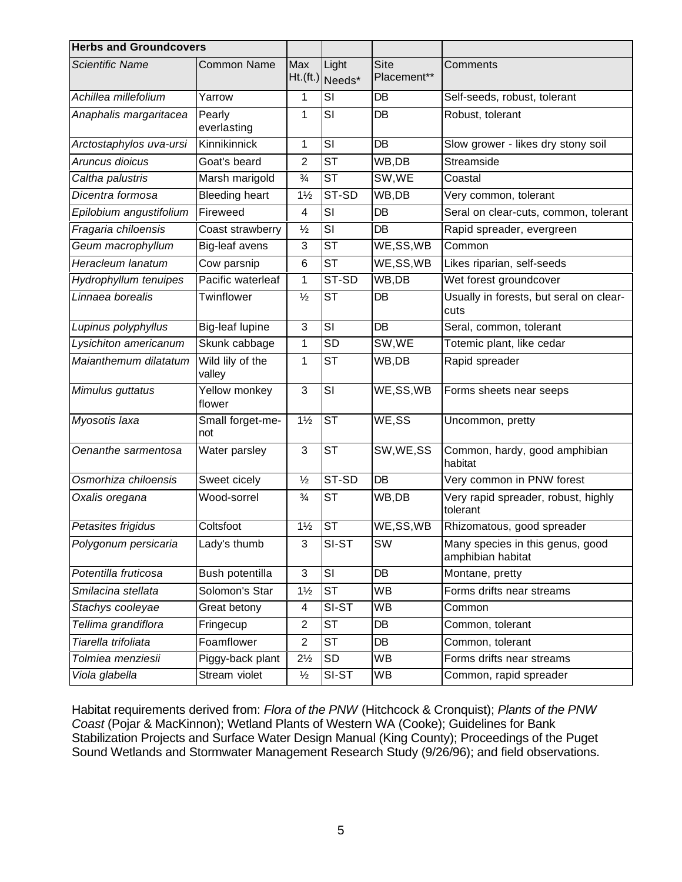| **Herbs and Groundcovers** | | | | | |
|---|---|---|---|---|---|
| *Scientific Name* | Common Name | Max Ht.(ft.) | Light Needs* | Site Placement** | Comments |
| *Achillea millefolium* | Yarrow | 1 | SI | DB | Self-seeds, robust, tolerant |
| *Anaphalis margaritacea* | Pearly everlasting | 1 | SI | DB | Robust, tolerant |
| *Arctostaphylos uva-ursi* | Kinnikinnick | 1 | SI | DB | Slow grower - likes dry stony soil |
| *Aruncus dioicus* | Goat's beard | 2 | ST | WB,DB | Streamside |
| *Caltha palustris* | Marsh marigold | ¾ | ST | SW,WE | Coastal |
| *Dicentra formosa* | Bleeding heart | 1½ | ST-SD | WB,DB | Very common, tolerant |
| *Epilobium angustifolium* | Fireweed | 4 | SI | DB | Seral on clear-cuts, common, tolerant |
| *Fragaria chiloensis* | Coast strawberry | ½ | SI | DB | Rapid spreader, evergreen |
| *Geum macrophyllum* | Big-leaf avens | 3 | ST | WE,SS,WB | Common |
| *Heracleum lanatum* | Cow parsnip | 6 | ST | WE,SS,WB | Likes riparian, self-seeds |
| *Hydrophyllum tenuipes* | Pacific waterleaf | 1 | ST-SD | WB,DB | Wet forest groundcover |
| *Linnaea borealis* | Twinflower | ½ | ST | DB | Usually in forests, but seral on clear-cuts |
| *Lupinus polyphyllus* | Big-leaf lupine | 3 | SI | DB | Seral, common, tolerant |
| *Lysichiton americanum* | Skunk cabbage | 1 | SD | SW,WE | Totemic plant, like cedar |
| *Maianthemum dilatatum* | Wild lily of the valley | 1 | ST | WB,DB | Rapid spreader |
| *Mimulus guttatus* | Yellow monkey flower | 3 | SI | WE,SS,WB | Forms sheets near seeps |
| *Myosotis laxa* | Small forget-me-not | 1½ | ST | WE,SS | Uncommon, pretty |
| *Oenanthe sarmentosa* | Water parsley | 3 | ST | SW,WE,SS | Common, hardy, good amphibian habitat |
| *Osmorhiza chiloensis* | Sweet cicely | ½ | ST-SD | DB | Very common in PNW forest |
| *Oxalis oregana* | Wood-sorrel | ¾ | ST | WB,DB | Very rapid spreader, robust, highly tolerant |
| *Petasites frigidus* | Coltsfoot | 1½ | ST | WE,SS,WB | Rhizomatous, good spreader |
| *Polygonum persicaria* | Lady's thumb | 3 | SI-ST | SW | Many species in this genus, good amphibian habitat |
| *Potentilla fruticosa* | Bush potentilla | 3 | SI | DB | Montane, pretty |
| *Smilacina stellata* | Solomon's Star | 1½ | ST | WB | Forms drifts near streams |
| *Stachys cooleyae* | Great betony | 4 | SI-ST | WB | Common |
| *Tellima grandiflora* | Fringecup | 2 | ST | DB | Common, tolerant |
| *Tiarella trifoliata* | Foamflower | 2 | ST | DB | Common, tolerant |
| *Tolmiea menziesii* | Piggy-back plant | 2½ | SD | WB | Forms drifts near streams |
| *Viola glabella* | Stream violet | ½ | SI-ST | WB | Common, rapid spreader |

Habitat requirements derived from: *Flora of the PNW* (Hitchcock & Cronquist); *Plants of the PNW Coast* (Pojar & MacKinnon); Wetland Plants of Western WA (Cooke); Guidelines for Bank Stabilization Projects and Surface Water Design Manual (King County); Proceedings of the Puget Sound Wetlands and Stormwater Management Research Study (9/26/96); and field observations.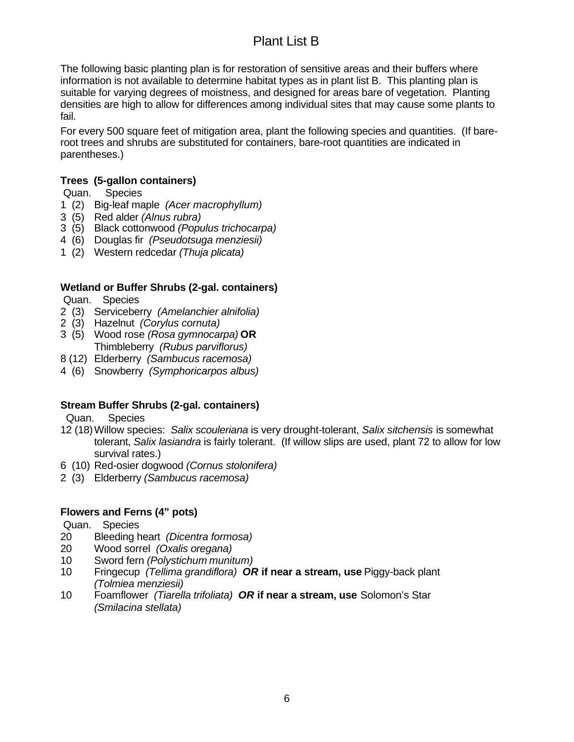# Plant List B

The following basic planting plan is for restoration of sensitive areas and their buffers where information is not available to determine habitat types as in plant list B. This planting plan is suitable for varying degrees of moistness, and designed for areas bare of vegetation. Planting densities are high to allow for differences among individual sites that may cause some plants to fail.

For every 500 square feet of mitigation area, plant the following species and quantities. (If bare-root trees and shrubs are substituted for containers, bare-root quantities are indicated in parentheses.)

**Trees (5-gallon containers)**

Quan. Species

1 (2) Big-leaf maple *(Acer macrophyllum)*
3 (5) Red alder *(Alnus rubra)*
3 (5) Black cottonwood *(Populus trichocarpa)*
4 (6) Douglas fir *(Pseudotsuga menziesii)*
1 (2) Western redcedar *(Thuja plicata)*

**Wetland or Buffer Shrubs (2-gal. containers)**

Quan. Species

2 (3) Serviceberry *(Amelanchier alnifolia)*
2 (3) Hazelnut *(Corylus cornuta)*
3 (5) Wood rose *(Rosa gymnocarpa)* **OR** Thimbleberry *(Rubus parviflorus)*
8 (12) Elderberry *(Sambucus racemosa)*
4 (6) Snowberry *(Symphoricarpos albus)*

**Stream Buffer Shrubs (2-gal. containers)**

Quan. Species

12 (18) Willow species: *Salix scouleriana* is very drought-tolerant, *Salix sitchensis* is somewhat tolerant, *Salix lasiandra* is fairly tolerant. (If willow slips are used, plant 72 to allow for low survival rates.)
6 (10) Red-osier dogwood *(Cornus stolonifera)*
2 (3) Elderberry *(Sambucus racemosa)*

**Flowers and Ferns (4" pots)**

Quan. Species

20 Bleeding heart *(Dicentra formosa)*
20 Wood sorrel *(Oxalis oregana)*
10 Sword fern *(Polystichum munitum)*
10 Fringecup *(Tellima grandiflora)* ***OR*** **if near a stream, use** Piggy-back plant *(Tolmiea menziesii)*
10 Foamflower *(Tiarella trifoliata)* ***OR*** **if near a stream, use** Solomon's Star *(Smilacina stellata)*